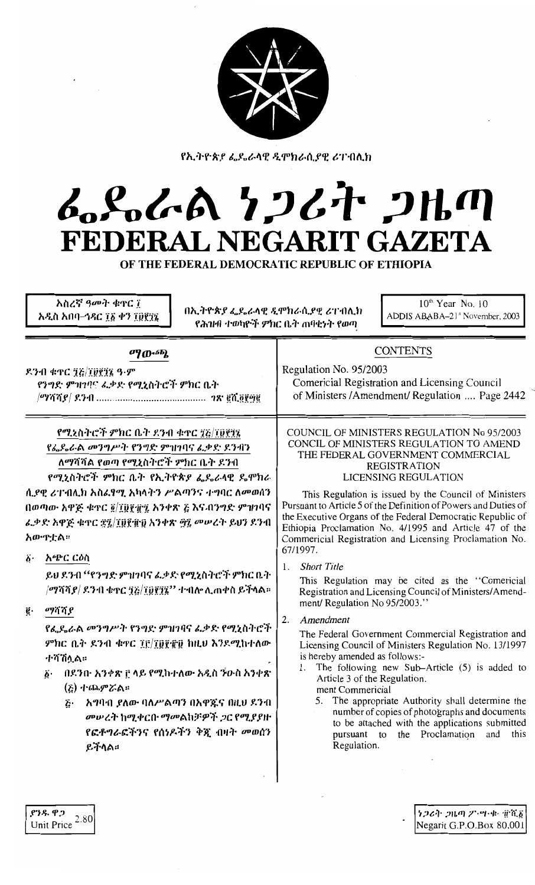የኢትዮጵያ ፌዴራላዊ ዲሞክራሲያዊ ሪፐብሊክ

# ፌዴራል ነጋሪት ጋዜጣ
# FEDERAL NEGARIT GAZETA
## OF THE FEDERAL DEMOCRATIC REPUBLIC OF ETHIOPIA

አስረኛ ዓመት ቁጥር ፲
አዲስ አበባ–ኅዳር ፲፩ ቀን ፲፱፻፺፮

በኢትዮጵያ ፌዴራላዊ ዲሞክራሲያዊ ሪፐብሊክ የሕዝብ ተወካዮች ምክር ቤት ጠባቂነት የወጣ

10th Year No. 10
ADDIS ABABA–21st November, 2003

## ማውጫ

ደንብ ቁጥር ፺፭/፲፱፻፺፮ ዓ·ም
የንግድ ምዝገባና ፈቃድ የሚኒስትሮች ምክር ቤት /ማሻሻያ/ ደንብ ........................................ ገጽ ፪ሺ፬፻፵፪

## CONTENTS

Regulation No. 95/2003
Comericial Registration and Licensing Council of Ministers /Amendment/ Regulation .... Page 2442

### የሚኒስትሮች ምክር ቤት ደንብ ቁጥር ፺፭/፲፱፻፺፮
### የፌዴራል መንግሥት የንግድ ምዝገባና ፈቃድ ደንብን ለማሻሻል የወጣ የሚኒስትሮች ምክር ቤት ደንብ

የሚኒስትሮች ምክር ቤት የኢትዮጵያ ፌዴራላዊ ዴሞክራሲያዊ ሪፐብሊክ አስፈጻሚ አካላትን ሥልጣንና ተግባር ለመወሰን በወጣው አዋጅ ቁጥር ፬/፲፱፻፹፯ አንቀጽ ፭ እና በንግድ ምዝገባና ፈቃድ አዋጅ ቁጥር ፷፯/፲፱፻፹፱ አንቀጽ ፵፯ መሠረት ይህን ደንብ አውጥቷል።

፩· አጭር ርዕስ

ይህ ደንብ "የንግድ ምዝገባና ፈቃድ የሚኒስትሮች ምክር ቤት /ማሻሻያ/ ደንብ ቁጥር ፺፭/፲፱፻፺፮" ተብሎ ሊጠቀስ ይችላል።

፪· ማሻሻያ

የፌዴራል መንግሥት የንግድ ምዝገባና ፈቃድ የሚኒስትሮች ምክር ቤት ደንብ ቁጥር ፲፫/፲፱፻፹፱ ከዚህ እንደሚከተለው ተሻሽሏል።

፩· በደንቡ አንቀጽ ፫ ላይ የሚከተለው አዲስ ንዑስ አንቀጽ (፭) ተጨምሯል።

፭· አግባብ ያለው ባለሥልጣን በአዋጁና በዚህ ደንብ መሠረት ከሚቀርቡ ማመልከቻዎች ጋር የሚያያዙ የፎቶግራፎችንና የሰነዶችን ቅጂ ብዛት መወሰን ይችላል።

### COUNCIL OF MINISTERS REGULATION No 95/2003
### CONCIL OF MINISTERS REGULATION TO AMEND THE FEDERAL GOVERNMENT COMMERCIAL REGISTRATION LICENSING REGULATION

This Regulation is issued by the Council of Ministers Pursuant to Article 5 of the Definition of Powers and Duties of the Executive Organs of the Federal Democratic Republic of Ethiopia Proclamation No. 4/1995 and Article 47 of the Commericial Registration and Licensing Proclamation No. 67/1997.

1. *Short Title*

   This Regulation may be cited as the "Comericial Registration and Licensing Council of Ministers/Amendment/ Regulation No 95/2003."

2. *Amendment*

   The Federal Government Commercial Registration and Licensing Council of Ministers Regulation No. 13/1997 is hereby amended as follows:-

   1. The following new Sub–Article (5) is added to Article 3 of the Regulation.
      ment Commericial

      5. The appropriate Authority shall determine the number of copies of photographs and documents to be attached with the applications submitted pursuant to the Proclamation and this Regulation.

ያንዱ ዋጋ
Unit Price 2.80

ነጋሪት ጋዜጣ ፖ·ሣ·ቁ· ፹ሺ፩
Negarit G.P.O.Box 80,001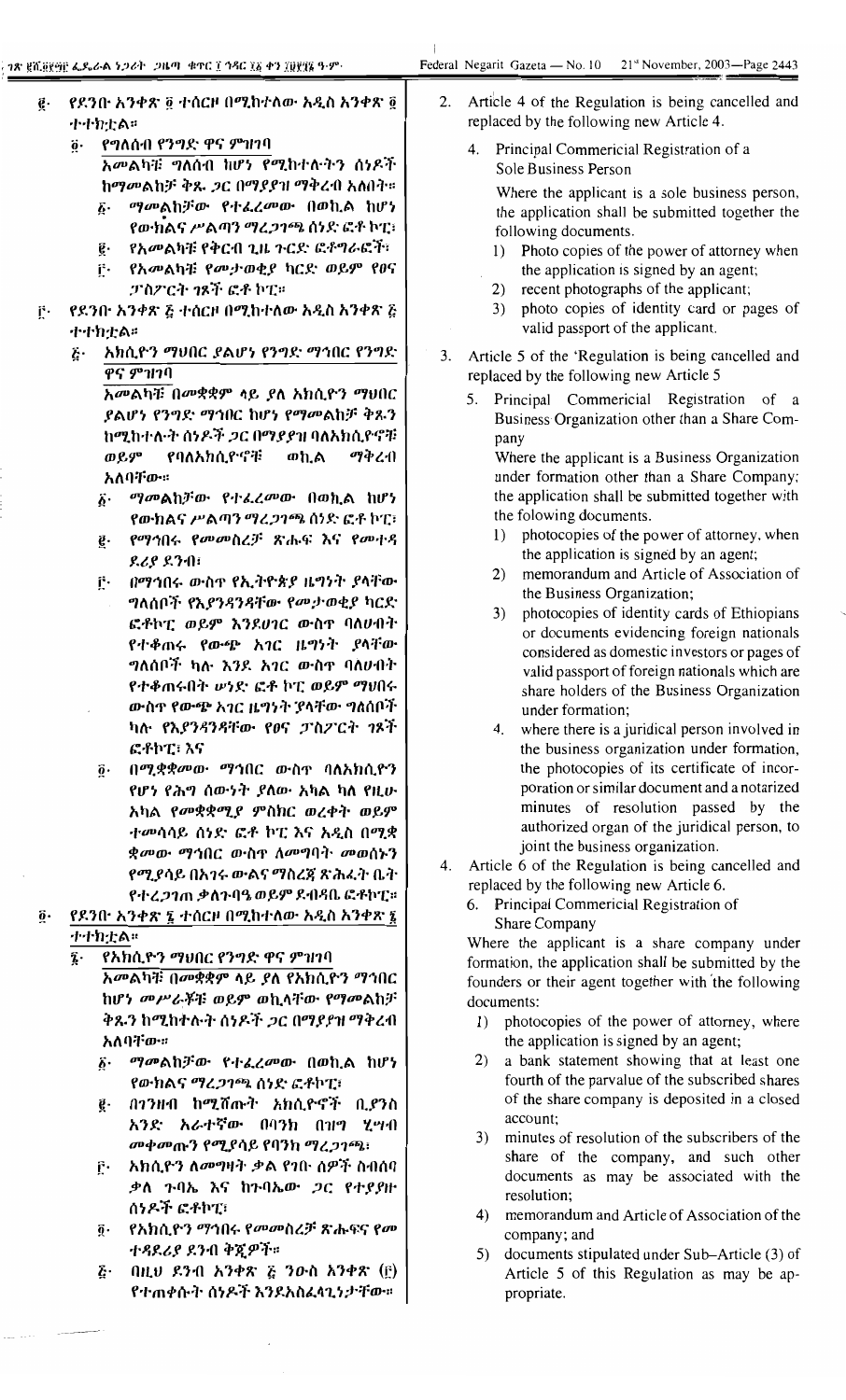፪· የደንቡ አንቀጽ ፬ ተሰርዞ በሚከተለው አዲስ አንቀጽ ፬ ተተክቷል።

፬· የግለሰብ የንግድ ዋና ምዝገባ

አመልካቹ ግለሰብ ከሆነ የሚከተሉትን ሰነዶች ከማመልከቻ ቅጹ ጋር በማያያዝ ማቅረብ አለበት።

፩· ማመልከቻው የተፈረመው በወኪል ከሆነ የውክልና ሥልጣን ማረጋገጫ ሰነድ ፎቶ ኮፒ፣

፪· የአመልካቹ የቅርብ ጊዜ ጉርድ ፎቶግራፎች፣

፫· የአመልካቹ የመታወቂያ ካርድ ወይም የፀና ፓስፖርት ገጾች ፎቶ ኮፒ።

፫· የደንቡ አንቀጽ ፭ ተሰርዞ በሚከተለው አዲስ አንቀጽ ፭ ተተክቷል።

፭· አክሲዮን ማህበር ያልሆነ የንግድ ማኅበር የንግድ ዋና ምዝገባ

አመልካቹ በመቋቋም ላይ ያለ አክሲዮን ማህበር ያልሆነ የንግድ ማኅበር ከሆነ የማመልከቻ ቅጹን ከሚከተሉት ሰነዶች ጋር በማያያዝ ባለአክሲዮኖቹ ወይም የባለአክሲዮኖቹ ወኪል ማቅረብ አለባቸው።

፩· ማመልከቻው የተፈረመው በወኪል ከሆነ የውክልና ሥልጣን ማረጋገጫ ሰነድ ፎቶ ኮፒ፣

፪· የማኅበሩ የመመስረቻ ጽሑፍ እና የመተዳደሪያ ደንብ፣

፫· በማኅበሩ ውስጥ የኢትዮጵያ ዜግነት ያላቸው ግለሰቦች የእያንዳንዳቸው የመታወቂያ ካርድ ፎቶኮፒ ወይም እንደሀገር ውስጥ ባለሀብት የተቆጠሩ የውጭ አገር ዜግነት ያላቸው ግለሰቦች ካሉ እንደ አገር ውስጥ ባለሀብት የተቆጠሩበት ሠነድ ፎቶ ኮፒ ወይም ማህበሩ ውስጥ የውጭ አገር ዜግነት ያላቸው ግለሰቦች ካሉ የእያንዳንዳቸው የፀና ፓስፖርት ገጾች ፎቶኮፒ፣ እና

፬· በሚቋቋመው ማኅበር ውስጥ ባለአክሲዮን የሆነ የሕግ ሰውነት ያለው አካል ካለ የዚሁ አካል የመቋቋሚያ ምስክር ወረቀት ወይም ተመሳሳይ ሰነድ ፎቶ ኮፒ እና አዲስ በሚቋቋመው ማኅበር ውስጥ ለመግባት መወሰኑን የሚያሳይ በአገሩ ውልና ማስረጃ ጽሕፈት ቤት የተረጋገጠ ቃለጉባዔ ወይም ደብዳቤ ፎቶኮፒ።

፬· የደንቡ አንቀጽ ፮ ተሰርዞ በሚከተለው አዲስ አንቀጽ ፮ ተተክቷል።

፮· የአክሲዮን ማህበር የንግድ ዋና ምዝገባ

አመልካቹ በመቋቋም ላይ ያለ የአክሲዮን ማኅበር ከሆነ መሥራቾቹ ወይም ወኪላቸው የማመልከቻ ቅጹን ከሚከተሉት ሰነዶች ጋር በማያያዝ ማቅረብ አለባቸው።

፩· ማመልከቻው የተፈረመው በወኪል ከሆነ የውክልና ማረጋገጫ ሰነድ ፎቶኮፒ፣

፪· በገንዘብ ከሚሸጡት አክሲዮኖች ቢያንስ አንድ አራተኛው በባንክ በዝግ ሂሣብ መቀመጡን የሚያሳይ የባንክ ማረጋገጫ፣

፫· አክሲዮን ለመግዛት ቃል የገቡ ሰዎች ስብሰባ ቃለ ጉባኤ እና ከጉባኤው ጋር የተያያዙ ሰነዶች ፎቶኮፒ፣

፬· የአክሲዮን ማኅበሩ የመመስረቻ ጽሑፍና የመተዳደሪያ ደንብ ቅጂዎች።

፭· በዚህ ደንብ አንቀጽ ፭ ንዑስ አንቀጽ (፫) የተጠቀሱት ሰነዶች እንደአስፈላጊነታቸው።

2. Article 4 of the Regulation is being cancelled and replaced by the following new Article 4.

4. Principal Commericial Registration of a Sole Business Person

Where the applicant is a sole business person, the application shall be submitted together the following documents.

1) Photo copies of the power of attorney when the application is signed by an agent;
2) recent photographs of the applicant;
3) photo copies of identity card or pages of valid passport of the applicant.

3. Article 5 of the 'Regulation is being cancelled and replaced by the following new Article 5

5. Principal Commercial Registration of a Business Organization other than a Share Company

Where the applicant is a Business Organization under formation other than a Share Company; the application shall be submitted together with the folowing documents.

1) photocopies of the power of attorney, when the application is signed by an agent;
2) memorandum and Article of Association of the Business Organization;
3) photocopies of identity cards of Ethiopians or documents evidencing foreign nationals considered as domestic investors or pages of valid passport of foreign nationals which are share holders of the Business Organization under formation;
4. where there is a juridical person involved in the business organization under formation, the photocopies of its certificate of incorporation or similar document and a notarized minutes of resolution passed by the authorized organ of the juridical person, to joint the business organization.

4. Article 6 of the Regulation is being cancelled and replaced by the following new Article 6.

6. Principal Commercial Registration of Share Company

Where the applicant is a share company under formation, the application shall be submitted by the founders or their agent together with the following documents:

1) photocopies of the power of attorney, where the application is signed by an agent;
2) a bank statement showing that at least one fourth of the parvalue of the subscribed shares of the share company is deposited in a closed account;
3) minutes of resolution of the subscribers of the share of the company, and such other documents as may be associated with the resolution;
4) memorandum and Article of Association of the company; and
5) documents stipulated under Sub–Article (3) of Article 5 of this Regulation as may be appropriate.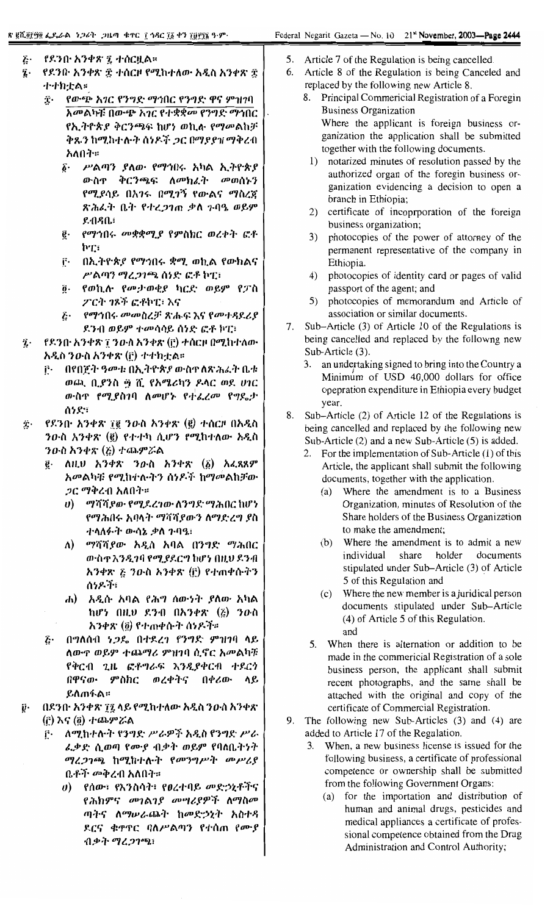፭· የደንቡ አንቀጽ ፯ ተሰርዟል።

፮· የደንቡ አንቀጽ ፰ ተሰርዞ የሚከተለው አዲስ አንቀጽ ፰ ተተክቷል።

፰· የውጭ አገር የንግድ ማኅበር የንግድ ዋና ምዝገባ

አመልካቹ በውጭ አገር የተቋቋመ የንግድ ማኅበር የኢትዮጵያ ቅርንጫፍ ከሆነ ወኪሉ የማመልከቻ ቅጹን ከሚከተሉት ሰነዶች ጋር በማያያዝ ማቅረብ አለበት።

፩· ሥልጣን ያለው የማኅበሩ አካል ኢትዮጵያ ውስጥ ቅርንጫፍ ለመክፈት መወሰኑን የሚያሳይ በአገሩ በሚገኝ የውልና ማስረጃ ጽሕፈት ቤት የተረጋገጠ ቃለ ጉባዔ ወይም ደብዳቤ፣

፪· የማኅበሩ መቋቋሚያ የምስክር ወረቀት ፎቶ ኮፒ፣

፫· በኢትዮጵያ የማኅበሩ ቋሚ ወኪል የውክልና ሥልጣን ማረጋገጫ ሰነድ ፎቶ ኮፒ፣

፬· የወኪሉ የመታወቂያ ካርድ ወይም የፓስ ፖርት ገጾች ፎቶኮፒ፣ እና

፭· የማኅበሩ መመስረቻ ጽሑፍ እና የመተዳደሪያ ደንብ ወይም ተመሳሳይ ሰነድ ፎቶ ኮፒ፣

፯· የደንቡ አንቀጽ ፲ ንዑስ አንቀጽ (፫) ተሰርዞ በሚከተለው አዲስ ንዑስ አንቀጽ (፫) ተተክቷል።

፫· በየበጀት ዓመቱ በኢትዮጵያ ውስጥ ለጽሕፈት ቤቱ ወጪ ቢያንስ ፵ ሺ የአሜሪካን ዶላር ወደ ሀገር ውስጥ የሚያስገባ ለመሆኑ የተፈረመ የግዴታ ሰነድ፣

፰· የደንቡ አንቀጽ ፲፪ ንዑስ አንቀጽ (፪) ተሰርዞ በአዲስ ንዑስ አንቀጽ (፪) የተተካ ሲሆን የሚከተለው አዲስ ንዑስ አንቀጽ (፭) ተጨምሯል

፪· ለዚህ አንቀጽ ንዑስ አንቀጽ (፩) አፈጻጸም አመልካቹ የሚከተሉትን ሰነዶች ከማመልከቻው ጋር ማቅረብ አለበት።

ሀ) ማሻሻያው የሚደረገው ለንግድ ማሕበር ከሆነ የማሕበሩ አባላት ማሻሻያውን ለማድረግ ያስ ተላለፉት ውሳኔ ቃለ ጉባዔ፣

ለ) ማሻሻያው አዲስ አባል በንግድ ማሕበር ውስጥ እንዲገባ የሚያደርግ ከሆነ በዚህ ደንብ አንቀጽ ፭ ንዑስ አንቀጽ (፫) የተጠቀሱትን ሰነዶች፣

ሐ) አዲሱ አባል የሕግ ሰውነት ያለው አካል ከሆነ በዚህ ደንብ በአንቀጽ (፭) ንዑስ አንቀጽ (፬) የተጠቀሱት ሰነዶች።

፭· በግለሰብ ነጋዴ በተደረገ የንግድ ምዝገባ ላይ ለውጥ ወይም ተጨማሪ ምዝገባ ሲኖር አመልካቹ የቅርብ ጊዜ ፎቶግራፍ እንዲያቀርብ ተደርጎ በዋናው ምስክር ወረቀትና በቅጂው ላይ ይለጠፋል።

፱· በደንቡ አንቀጽ ፲፯ ላይ የሚከተለው አዲስ ንዑስ አንቀጽ (፫) እና (፬) ተጨምሯል።

፫· ለሚከተሉት የንግድ ሥራዎች አዲስ የንግድ ሥራ ፈቃድ ሲወጣ የሙያ ብቃት ወይም የባለቤትነት ማረጋገጫ ከሚከተሉት የመንግሥት መሥሪያ ቤቶች መቅረብ አለበት።

ሀ) የሰው፣ የእንስሳት፣ የፀረተባይ መድኃኒቶችና የሕክምና መገልገያ መሣሪያዎች ለማስመጣትና ለማሠራጨት ከመድኃኒት አስተዳደርና ቁጥጥር ባለሥልጣን የተሰጠ የሙያ ብቃት ማረጋገጫ፣

5. Article 7 of the Regulation is being cancelled.
6. Article 8 of the Regulation is being Canceled and replaced by the following new Article 8.

8. Principal Commericial Registration of a Foregin Business Organization

Where the applicant is foreign business organization the application shall be submitted together with the following documents.

1) notarized minutes of resolution passed by the authorized organ of the foregin business organization evidencing a decision to open a branch in Ethiopia;
2) certificate of incoprporation of the foreign business organization;
3) photocopies of the power of attorney of the permanent representative of the company in Ethiopia.
4) photocopies of identity card or pages of valid passport of the agent; and
5) photocopies of memorandum and Article of association or similar documents.

7. Sub-Article (3) of Article 10 of the Regulations is being cancelled and replaced by the followng new Sub-Article (3).

3. an undertaking signed to bring into the Country a Minimum of USD 40,000 dollars for office opepration expenditure in Ethiopia every budget year.

8. Sub-Article (2) of Article 12 of the Regulations is being cancelled and replaced by the following new Sub-Article (2) and a new Sub-Article (5) is added.

2. For the implementation of Sub-Article (1) of this Article, the applicant shall submit the following documents, together with the application.
   (a) Where the amendment is to a Business Organization, minutes of Resolution of the Share holders of the Business Organization to make the amendment;
   (b) Where the amendment is to admit a new individual share holder documents stipulated under Sub-Article (3) of Article 5 of this Regulation and
   (c) Where the new member is a juridical person documents stipulated under Sub-Article (4) of Article 5 of this Regulation.

and

5. When there is alternation or addition to be made in the commericial Registration of a sole business person, the applicant shall submit recent photographs, and the same shall be attached with the original and copy of the certificate of Commercial Registration.

9. The following new Sub-Articles (3) and (4) are added to Article 17 of the Regulation.

3. When, a new business license is issued for the following business, a certificate of professional competence or ownership shall be submitted from the following Government Organs:
   (a) for the importation and distribution of human and animal drugs, pesticides and medical appliances a certificate of professional competence obtained from the Drug Administration and Control Authority;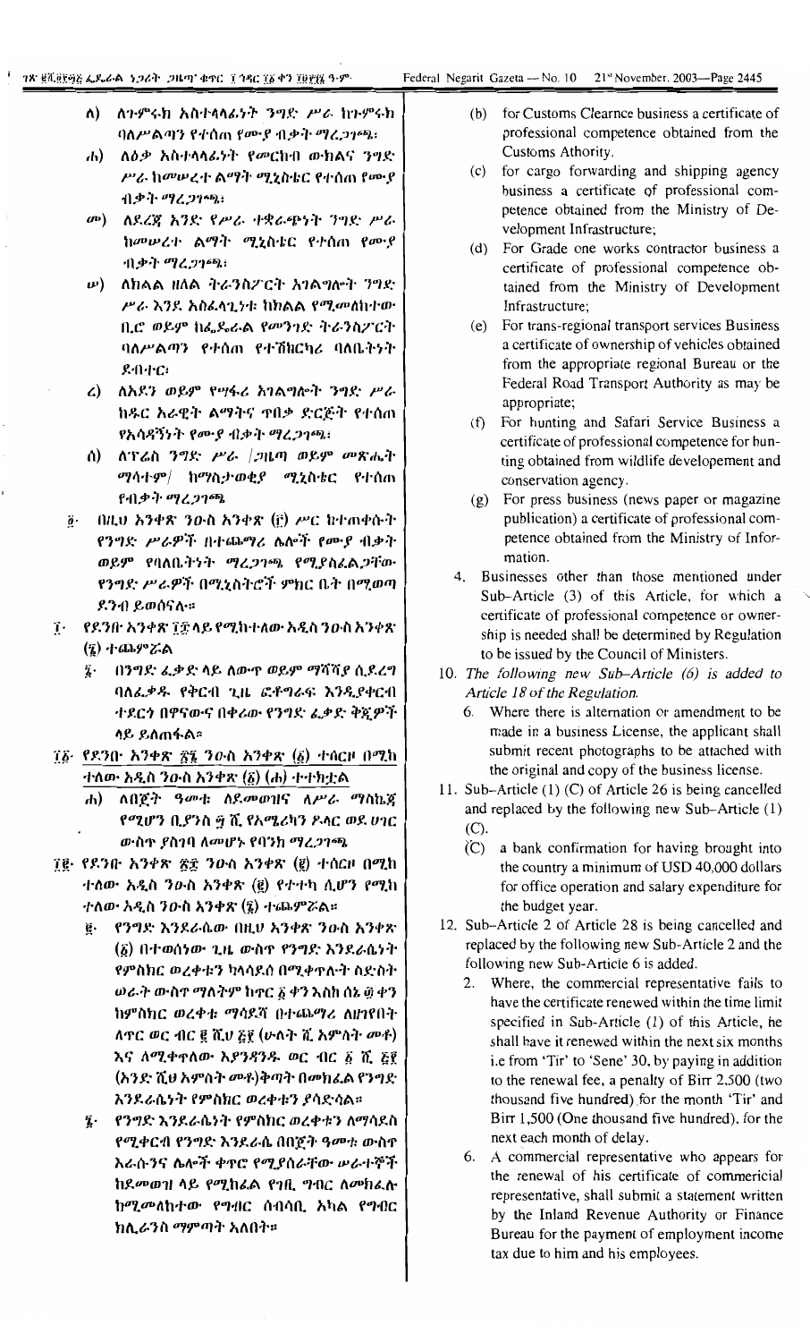ለ) ለጉምሩክ አስተላላፊነት ንግድ ሥራ ከጉምሩክ ባለሥልጣን የተሰጠ የሙያ ብቃት ማረጋገጫ፡

ሐ) ለዕቃ አስተላላፊነት የመርከብ ወኪልና ንግድ ሥራ ከመሠረተ ልማት ሚኒስቴር የተሰጠ የሙያ ብቃት ማረጋገጫ፡

መ) ለደረጃ አንድ የሥራ ተቋራጭነት ንግድ ሥራ ከመሠረተ ልማት ሚኒስቴር የተሰጠ የሙያ ብቃት ማረጋገጫ፡

ሠ) ለክልል ዘለል ትራንስፖርት አገልግሎት ንግድ ሥራ እንደ አስፈላጊነቱ ከክልል የሚመለከተው ቢሮ ወይም ከፌዴራል የመንገድ ትራንስፖርት ባለሥልጣን የተሰጠ የተሽከርካሪ ባለቤትነት ደብተር፡

ረ) ለአደን ወይም የሣፋሪ አገልግሎት ንግድ ሥራ ከዱር አራዊት ልማትና ጥበቃ ድርጅት የተሰጠ የአሳዳኝነት የሙያ ብቃት ማረጋገጫ፡

ሰ) ለፕሬስ ንግድ ሥራ /ጋዜጣ ወይም መጽሔት ማሳተም/ ከማስታወቂያ ሚኒስቴር የተሰጠ የብቃት ማረጋገጫ

፬· በዚህ አንቀጽ ንዑስ አንቀጽ (፫) ሥር ከተጠቀሱት የንግድ ሥራዎች በተጨማሪ ሌሎች የሙያ ብቃት ወይም የባለቤትነት ማረጋገጫ የሚያስፈልጋቸው የንግድ ሥራዎች በሚኒስትሮች ምክር ቤት በሚወጣ ደንብ ይወሰናሉ።

፲· የደንቡ አንቀጽ ፲፰ ላይ የሚከተለው አዲስ ንዑስ አንቀጽ (፮) ተጨምሯል

፮· በንግድ ፈቃድ ላይ ለውጥ ወይም ማሻሻያ ሲደረግ ባለፈቃዱ የቅርብ ጊዜ ፎቶግራፍ እንዲያቀርብ ተደርጎ በዋናውና በቅጂው የንግድ ፈቃድ ቅጂዎች ላይ ይለጠፋል።

፲፩· የደንቡ አንቀጽ ፳፮ ንዑስ አንቀጽ (፩) ተሰርዞ በሚከተለው አዲስ ንዑስ አንቀጽ (፩) (ሐ) ተተክቷል

ሐ) ለበጀት ዓመቱ ለደመወዝና ለሥራ ማስኬጃ የሚሆን ቢያንስ ፵ ሺ የአሜሪካን ዶላር ወደ ሀገር ውስጥ ያስገባ ለመሆኑ የባንክ ማረጋገጫ

፲፪· የደንቡ አንቀጽ ፳፰ ንዑስ አንቀጽ (፪) ተሰርዞ በሚከተለው አዲስ ንዑስ አንቀጽ (፪) የተተካ ሲሆን የሚከተለው አዲስ ንዑስ አንቀጽ (፮) ተጨምሯል።

፪· የንግድ እንደራሴው በዚህ አንቀጽ ንዑስ አንቀጽ (፩) በተወሰነው ጊዜ ውስጥ የንግድ እንደራሴነት የምስክር ወረቀቱን ካላሳደሰ በሚቀጥሉት ስድስት ወራት ውስጥ ማለትም ከጥር ፩ ቀን እስከ ሰኔ ፴ ቀን ከምስክር ወረቀቱ ማሳደሻ በተጨማሪ ለዘገየበት ለጥር ወር ብር ፪ ሺህ ፭፻ (ሁለት ሺ አምስት መቶ) እና ለሚቀጥለው እያንዳንዱ ወር ብር ፩ ሺ ፭፻ (አንድ ሺህ አምስት መቶ)ቅጣት በመክፈል የንግድ እንደራሴነት የምስክር ወረቀቱን ያሳድሳል።

፮· የንግድ እንደራሴነት የምስክር ወረቀቱን ለማሳደስ የሚቀርብ የንግድ እንደራሴ በበጀት ዓመቱ ውስጥ እራሱንና ሌሎች ቀጥሮ የሚያሰራቸው ሠራተኞች ከደመወዝ ላይ የሚከፈል የገቢ ግብር ለመከፈሉ ከሚመለከተው የግብር ሰብሳቢ አካል የግብር ክሊራንስ ማምጣት አለበት።

(b) for Customs Clearnce business a certificate of professional competence obtained from the Customs Athority.

(c) for cargo forwarding and shipping agency business a certificate of professional competence obtained from the Ministry of Development Infrastructure;

(d) For Grade one works contractor business a certificate of professional competence obtained from the Ministry of Development Infrastructure;

(e) For trans-regional transport services Business a certificate of ownership of vehicles obtained from the appropriate regional Bureau or the Federal Road Transport Authority as may be appropriate;

(f) For hunting and Safari Service Business a certificate of professional competence for hunting obtained from wildlife developement and conservation agency.

(g) For press business (news paper or magazine publication) a certificate of professional competence obtained from the Ministry of Information.

4. Businesses other than those mentioned under Sub-Article (3) of this Article, for which a certificate of professional competence or ownership is needed shall be determined by Regulation to be issued by the Council of Ministers.

10. *The following new Sub-Article (6) is added to Article 18 of the Regulation.*

6. Where there is alternation or amendment to be made in a business License, the applicant shall submit recent photographs to be attached with the original and copy of the business license.

11. Sub-Article (1) (C) of Article 26 is being cancelled and replaced by the following new Sub-Article (1) (C).

(C) a bank confirmation for having brought into the country a minimum of USD 40,000 dollars for office operation and salary expenditure for the budget year.

12. Sub-Article 2 of Article 28 is being cancelled and replaced by the following new Sub-Article 2 and the following new Sub-Article 6 is added.

2. Where, the commercial representative fails to have the certificate renewed within the time limit specified in Sub-Article (1) of this Article, he shall have it renewed within the next six months i.e from 'Tir' to 'Sene' 30, by paying in addition to the renewal fee, a penalty of Birr 2,500 (two thousand five hundred) for the month 'Tir' and Birr 1,500 (One thousand five hundred), for the next each month of delay.

6. A commercial representative who appears for the renewal of his certificate of commericial representative, shall submit a statement written by the Inland Revenue Authority or Finance Bureau for the payment of employment income tax due to him and his employees.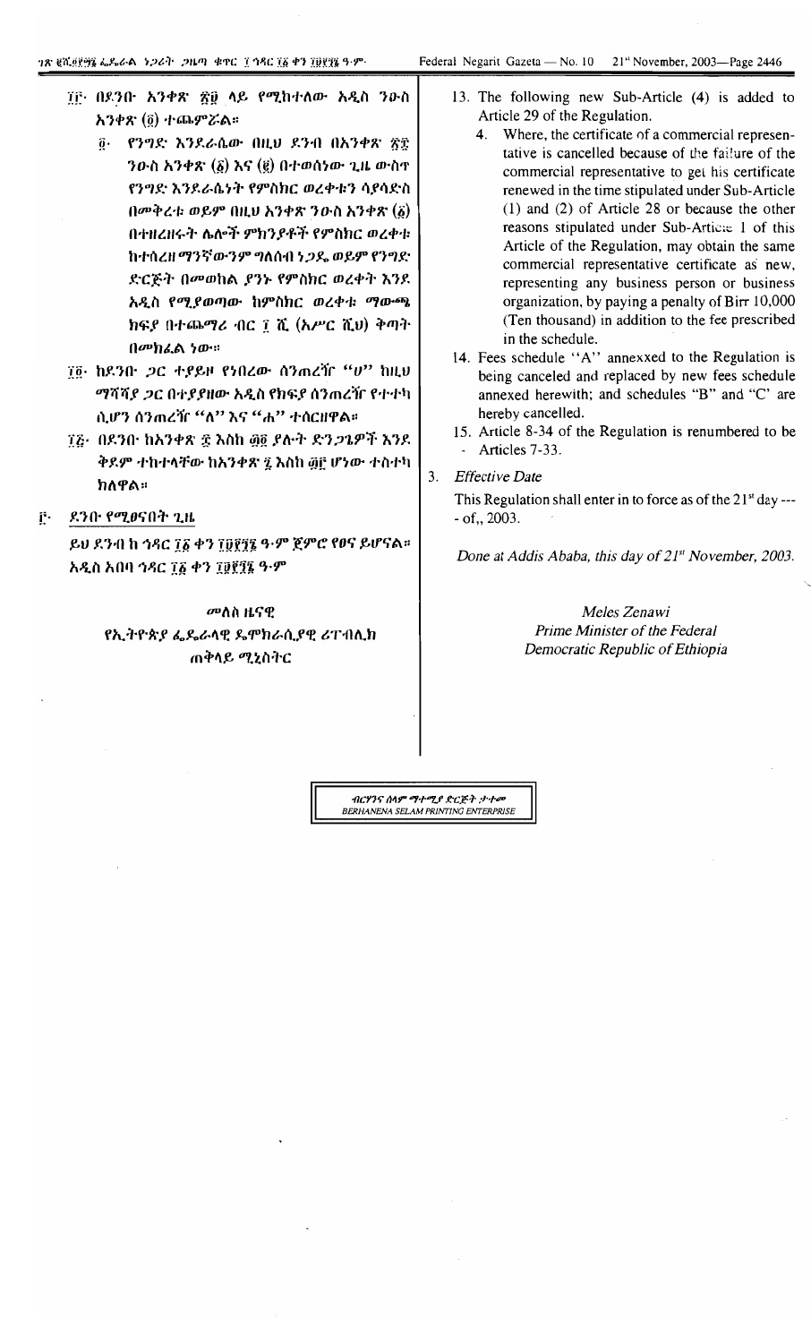፲፫· በደንቡ አንቀጽ ፳፱ ላይ የሚከተለው አዲስ ንዑስ አንቀጽ (፬) ተጨምሯል።

፬· የንግድ እንደራሴው በዚህ ደንብ በአንቀጽ ፳፰ ንዑስ አንቀጽ (፩) እና (፪) በተወሰነው ጊዜ ውስጥ የንግድ እንደራሴነት የምስክር ወረቀቱን ሳያሳድስ በመቅረቱ ወይም በዚህ አንቀጽ ንዑስ አንቀጽ (፩) በተዘረዘሩት ሌሎች ምክንያቶች የምስክር ወረቀቱ ከተሰረዘ ማንኛውንም ግለሰብ ነጋዴ ወይም የንግድ ድርጅት በመወከል ያንኑ የምስክር ወረቀት እንደ አዲስ የሚያወጣው ከምስክር ወረቀቱ ማውጫ ክፍያ በተጨማሪ ብር ፲ ሺ (አሥር ሺህ) ቅጣት በመክፈል ነው።

፲፬· ከደንቡ ጋር ተያይዞ የነበረው ሰንጠረዥ "ሀ" ከዚህ ማሻሻያ ጋር በተያያዘው አዲስ የክፍያ ሰንጠረዥ የተተካ ሲሆን ሰንጠረዥ "ለ" እና "ሐ" ተሰርዘዋል።

፲፭· በደንቡ ከአንቀጽ ፰ እስከ ፴፬ ያሉት ድንጋጌዎች እንደ ቅደም ተከተላቸው ከአንቀጽ ፯ እስከ ፴፫ ሆነው ተስተካክለዋል።

፫· ደንቡ የሚፀናበት ጊዜ

ይህ ደንብ ከ ኅዳር ፲፪ ቀን ፲፱፻፺፮ ዓ·ም ጀምሮ የፀና ይሆናል።

አዲስ አበባ ኅዳር ፲፪ ቀን ፲፱፻፺፮ ዓ·ም

መለስ ዜናዊ
የኢትዮጵያ ፌዴራላዊ ዴሞክራሲያዊ ሪፐብሊክ
ጠቅላይ ሚኒስትር

13. The following new Sub-Article (4) is added to Article 29 of the Regulation.

4. Where, the certificate of a commercial representative is cancelled because of the failure of the commercial representative to get his certificate renewed in the time stipulated under Sub-Article (1) and (2) of Article 28 or because the other reasons stipulated under Sub-Article 1 of this Article of the Regulation, may obtain the same commercial representative certificate as new, representing any business person or business organization, by paying a penalty of Birr 10,000 (Ten thousand) in addition to the fee prescribed in the schedule.

14. Fees schedule "A" annexxed to the Regulation is being canceled and replaced by new fees schedule annexed herewith; and schedules "B" and "C' are hereby cancelled.

15. Article 8-34 of the Regulation is renumbered to be Articles 7-33.

3. *Effective Date*

This Regulation shall enter in to force as of the 21st day --- of,, 2003.

*Done at Addis Ababa, this day of 21st November, 2003.*

*Meles Zenawi*
*Prime Minister of the Federal Democratic Republic of Ethiopia*

ብርሃንና ሰላም ማተሚያ ድርጅት ታተመ
BERHANENA SELAM PRINTING ENTERPRISE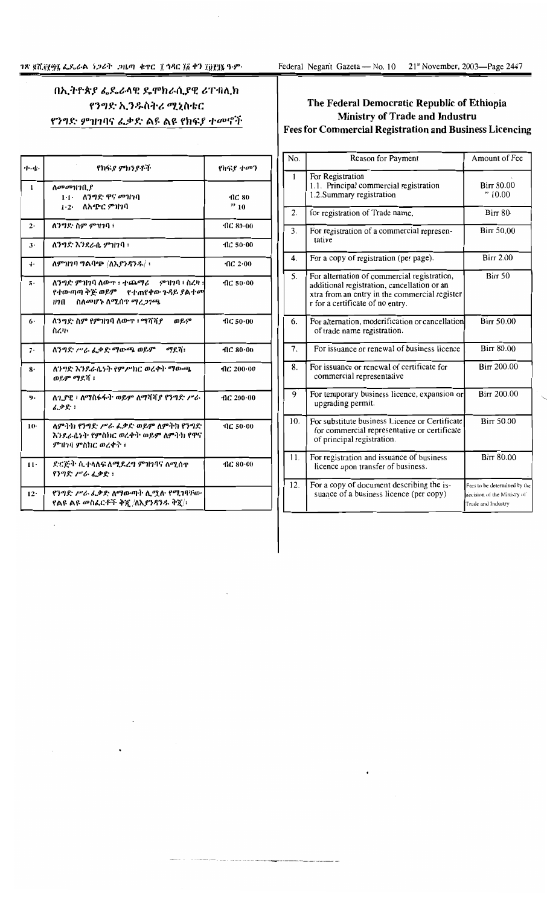# በኢትዮጵያ ፌዴራላዊ ዴሞክራሲያዊ ሪፐብሊክ
## የንግድ ኢንዱስትሪ ሚኒስቴር
### የንግድ ምዝገባና ፈቃድ ልዩ ልዩ የክፍያ ተመኖች

| ተ.ቁ. | የክፍያ ምክንያቶች | የክፍያ ተመን |
|---|---|---|
| 1 | ለመመዝገቢያ<br>1·1· ለንግድ ዋና መዝገብ<br>1·2· ለአጭር ምዝገባ | ብር 80<br>" 10 |
| 2· | ለንግድ ስም ምዝገባ ፣ | ብር 80·00 |
| 3· | ለንግድ እንደራሴ ምዝገባ ፣ | ብር 50·00 |
| 4· | ለምዝገባ ግልባጭ /ለእያንዳንዱ/ ፣ | ብር 2·00 |
| 5· | ለንግድ ምዝገባ ለውጥ ፣ ተጨማሪ ምዝገባ ፣ ስረዛ ፣ የተውጣጣ ቅጅ ወይም የተጠየቀው ጉዳይ ያልተመዘገበ ስለመሆኑ ለሚሰጥ ማረጋገጫ | ብር 50·00 |
| 6· | ለንግድ ስም የምዝገባ ለውጥ ፣ ማሻሻያ ወይም ስረዛ፣ | ብር 50·00 |
| 7· | ለንግድ ሥራ ፈቃድ ማውጫ ወይም ማደሻ፣ | ብር 80·00 |
| 8· | ለንግድ እንደራሴነት የምሥክር ወረቀት ማውጫ ወይም ማደሻ ፣ | ብር 200·00 |
| 9· | ለጊዜዊ ፣ ለማስፋፊት ወይም ለማሻሻያ የንግድ ሥራ ፈቃድ ፣ | ብር 200·00 |
| 10· | ለምትክ የንግድ ሥራ ፈቃድ ወይም ለምትክ የንግድ እንደራሴነት የምስክር ወረቀት ወይም ለምትክ የዋና ምዝገባ ምስክር ወረቀት ፣ | ብር 50·00 |
| 11· | ድርጅት ሲተላለፍ ለሚደረግ ምዝገባና ለሚሰጥ የንግድ ሥራ ፈቃድ ፣ | ብር 80·00 |
| 12· | የንግድ ሥራ ፈቃድ ለማውጣት ሊሟሉ የሚገባቸው የልዩ ልዩ መስፈርቶች ቅጂ /ለእያንዳንዱ ቅጂ/፣ | |

# The Federal Democratic Republic of Ethiopia
## Ministry of Trade and Industru
### Fees for Commercial Registration and Business Licencing

| No. | Reason for Payment | Amount of Fee |
|---|---|---|
| 1 | For Registration<br>1.1. Principal commercial registration<br>1.2.Summary registration | Birr 80.00<br>" 10.00 |
| 2. | for registration of Trade name, | Birr 80 |
| 3. | For registration of a commercial representative | Birr 50.00 |
| 4. | For a copy of registration (per page). | Birr 2.00 |
| 5. | For alternation of commercial registration, additional registration, cancellation or an xtra from an entry in the commercial register r for a certificate of no entry. | Birr 50 |
| 6. | For alternation, moderification or cancellation of trade name registration. | Birr 50.00 |
| 7. | For issuance or renewal of business licence | Birr 80.00 |
| 8. | For issuance or renewal of certificate for commercial representative | Birr 200.00 |
| 9 | For temporary business licence, expansion or upgrading permit. | Birr 200.00 |
| 10. | For substitute business Licence or Certificate for commercial representative or certificate of principal registration. | Birr 50.00 |
| 11. | For registration and issuance of business licence upon transfer of business. | Birr 80.00 |
| 12. | For a copy of document describing the issuance of a business licence (per copy) | Fees to be determined by the decision of the Ministry of Trade and Industry |